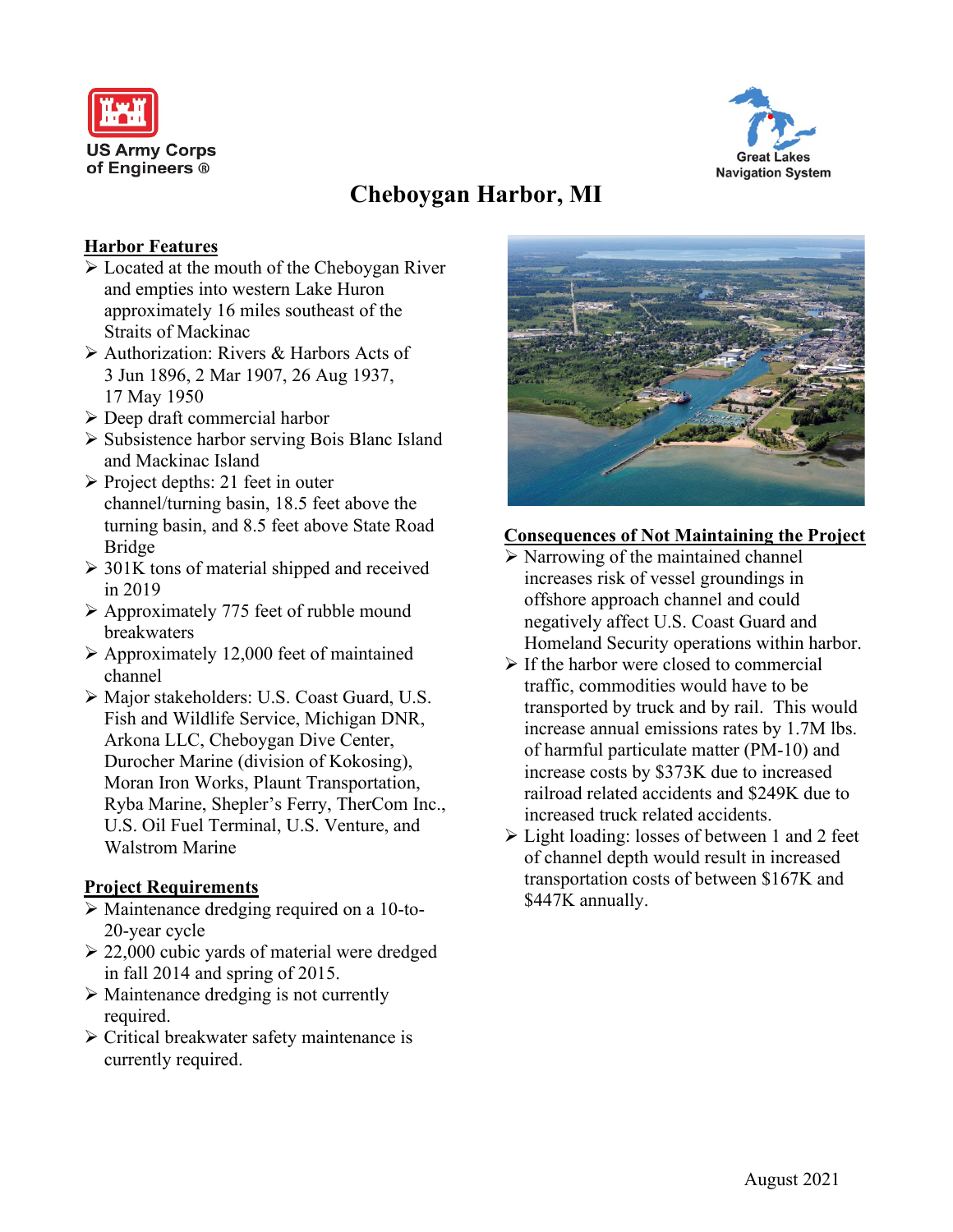US Army Corps of Engineers ®

Great Lakes Navigation System

# Cheboygan Harbor, MI

## Harbor Features

- Located at the mouth of the Cheboygan River and empties into western Lake Huron approximately 16 miles southeast of the Straits of Mackinac
- Authorization: Rivers & Harbors Acts of 3 Jun 1896, 2 Mar 1907, 26 Aug 1937, 17 May 1950
- Deep draft commercial harbor
- Subsistence harbor serving Bois Blanc Island and Mackinac Island
- Project depths: 21 feet in outer channel/turning basin, 18.5 feet above the turning basin, and 8.5 feet above State Road Bridge
- 301K tons of material shipped and received in 2019
- Approximately 775 feet of rubble mound breakwaters
- Approximately 12,000 feet of maintained channel
- Major stakeholders: U.S. Coast Guard, U.S. Fish and Wildlife Service, Michigan DNR, Arkona LLC, Cheboygan Dive Center, Durocher Marine (division of Kokosing), Moran Iron Works, Plaunt Transportation, Ryba Marine, Shepler's Ferry, TherCom Inc., U.S. Oil Fuel Terminal, U.S. Venture, and Walstrom Marine

## Project Requirements

- Maintenance dredging required on a 10-to-20-year cycle
- 22,000 cubic yards of material were dredged in fall 2014 and spring of 2015.
- Maintenance dredging is not currently required.
- Critical breakwater safety maintenance is currently required.

## Consequences of Not Maintaining the Project

- Narrowing of the maintained channel increases risk of vessel groundings in offshore approach channel and could negatively affect U.S. Coast Guard and Homeland Security operations within harbor.
- If the harbor were closed to commercial traffic, commodities would have to be transported by truck and by rail. This would increase annual emissions rates by 1.7M lbs. of harmful particulate matter (PM-10) and increase costs by $373K due to increased railroad related accidents and $249K due to increased truck related accidents.
- Light loading: losses of between 1 and 2 feet of channel depth would result in increased transportation costs of between $167K and $447K annually.

August 2021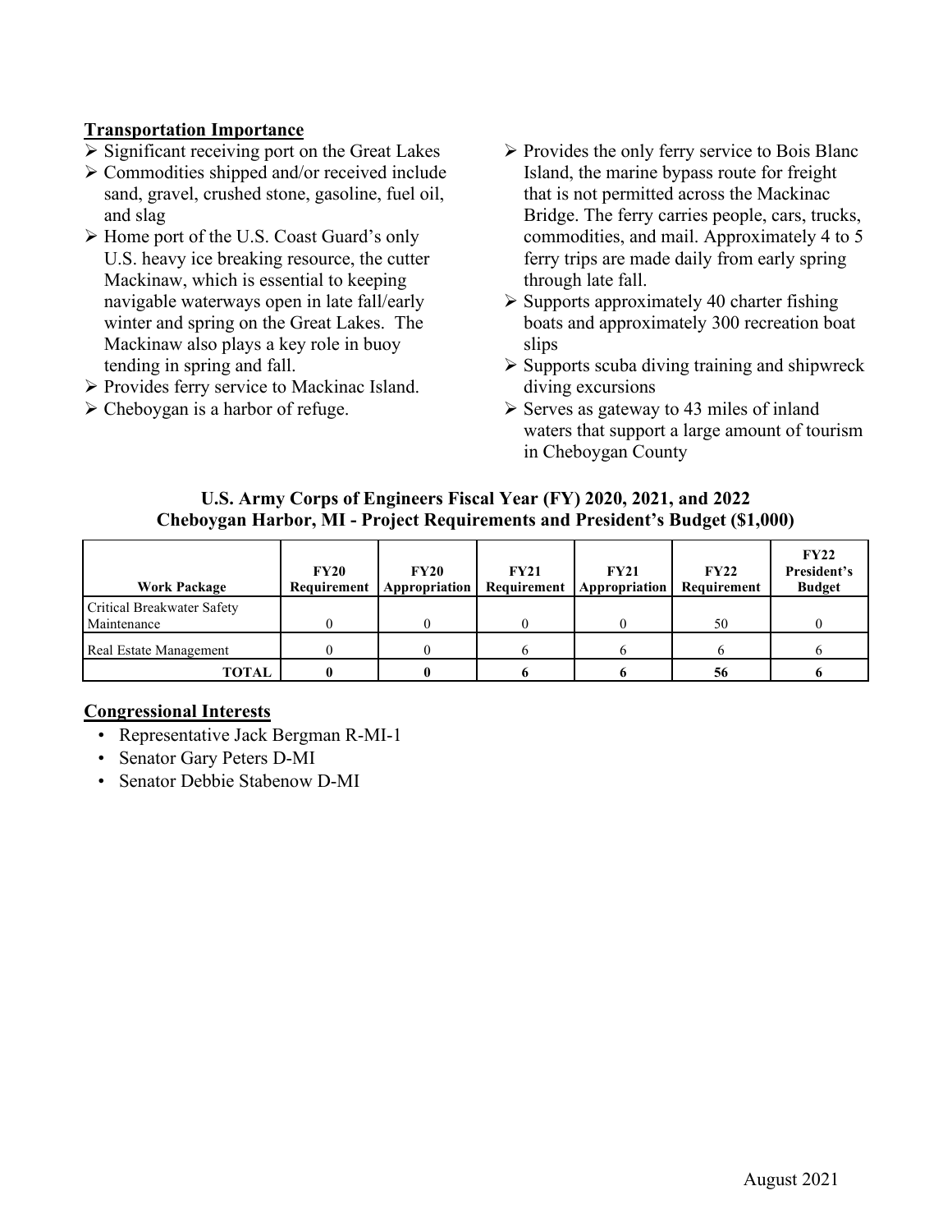## Transportation Importance

- Significant receiving port on the Great Lakes
- Commodities shipped and/or received include sand, gravel, crushed stone, gasoline, fuel oil, and slag
- Home port of the U.S. Coast Guard's only U.S. heavy ice breaking resource, the cutter Mackinaw, which is essential to keeping navigable waterways open in late fall/early winter and spring on the Great Lakes. The Mackinaw also plays a key role in buoy tending in spring and fall.
- Provides ferry service to Mackinac Island.
- Cheboygan is a harbor of refuge.
- Provides the only ferry service to Bois Blanc Island, the marine bypass route for freight that is not permitted across the Mackinac Bridge. The ferry carries people, cars, trucks, commodities, and mail. Approximately 4 to 5 ferry trips are made daily from early spring through late fall.
- Supports approximately 40 charter fishing boats and approximately 300 recreation boat slips
- Supports scuba diving training and shipwreck diving excursions
- Serves as gateway to 43 miles of inland waters that support a large amount of tourism in Cheboygan County

**U.S. Army Corps of Engineers Fiscal Year (FY) 2020, 2021, and 2022**
**Cheboygan Harbor, MI - Project Requirements and President's Budget ($1,000)**

| Work Package | FY20 Requirement | FY20 Appropriation | FY21 Requirement | FY21 Appropriation | FY22 Requirement | FY22 President's Budget |
|---|---|---|---|---|---|---|
| Critical Breakwater Safety Maintenance | 0 | 0 | 0 | 0 | 50 | 0 |
| Real Estate Management | 0 | 0 | 6 | 6 | 6 | 6 |
| **TOTAL** | **0** | **0** | **6** | **6** | **56** | **6** |

## Congressional Interests

- Representative Jack Bergman R-MI-1
- Senator Gary Peters D-MI
- Senator Debbie Stabenow D-MI

August 2021